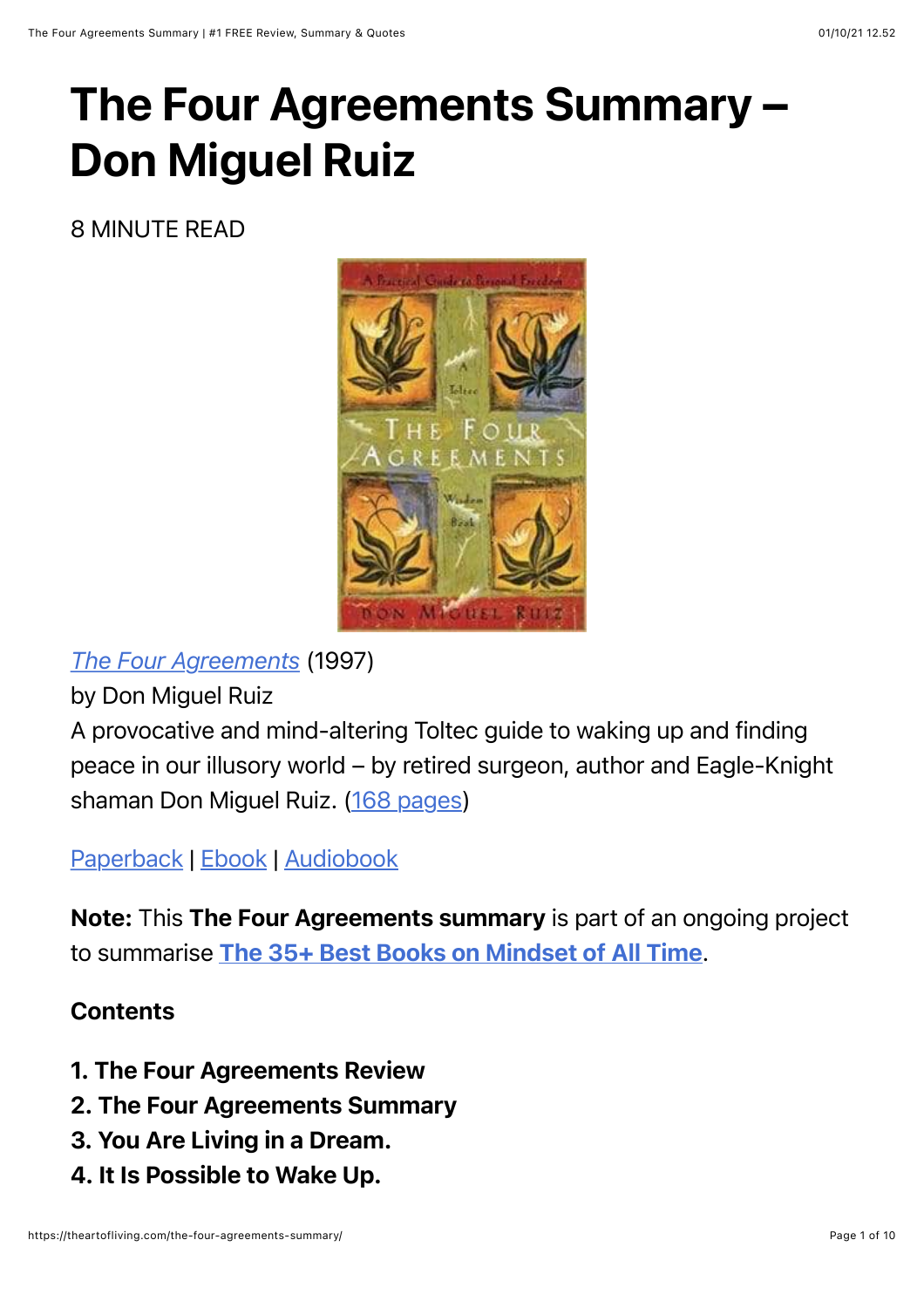# The Four Agreements Summary – Don Miguel Ruiz

8 MINUTE READ

*The Four Agreements* (1997)
by Don Miguel Ruiz
A provocative and mind-altering Toltec guide to waking up and finding peace in our illusory world – by retired surgeon, author and Eagle-Knight shaman Don Miguel Ruiz. (168 pages)

Paperback | Ebook | Audiobook

**Note:** This **The Four Agreements summary** is part of an ongoing project to summarise **The 35+ Best Books on Mindset of All Time**.

**Contents**

1. **The Four Agreements Review**
2. **The Four Agreements Summary**
3. **You Are Living in a Dream.**
4. **It Is Possible to Wake Up.**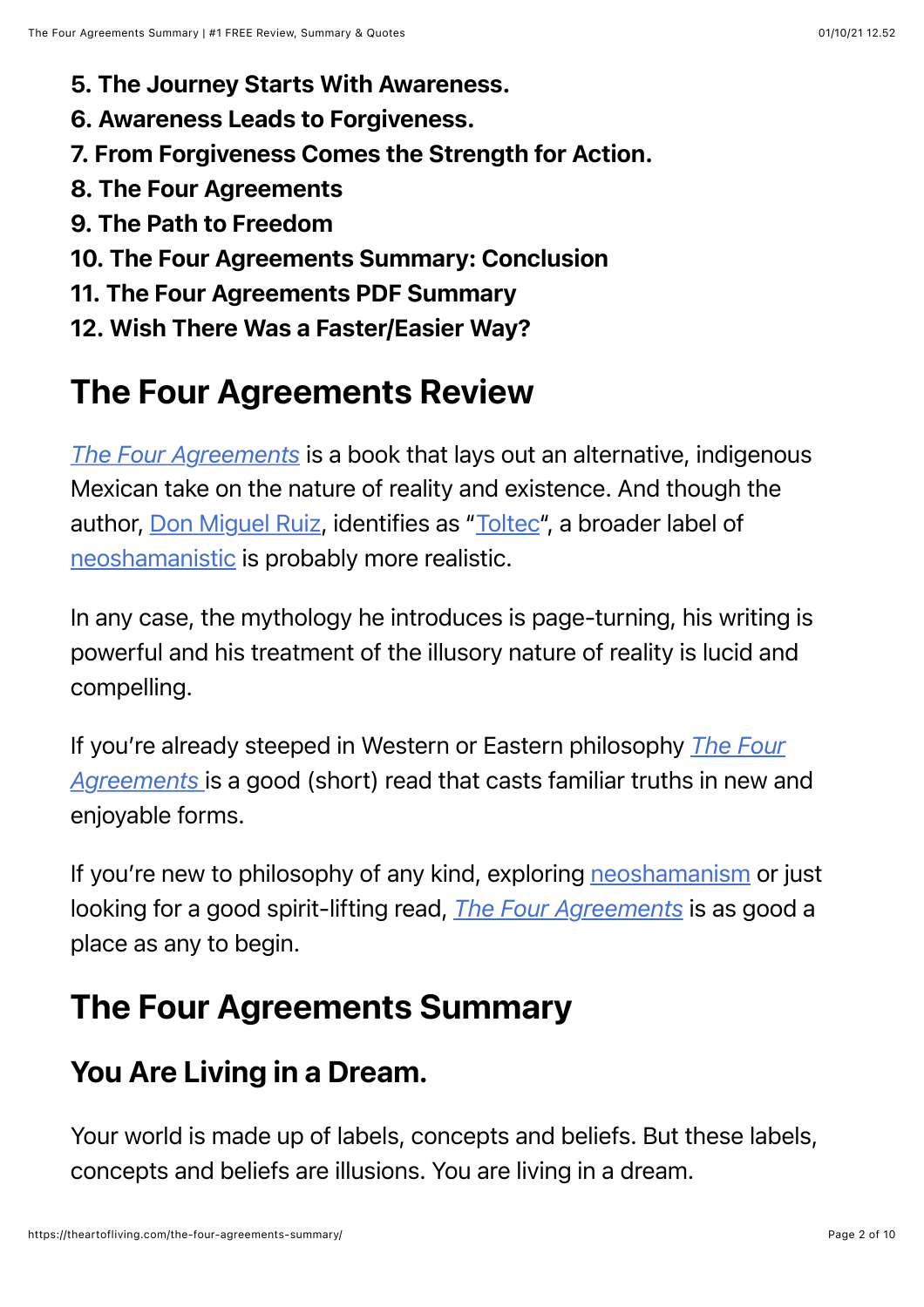**5. The Journey Starts With Awareness.**
**6. Awareness Leads to Forgiveness.**
**7. From Forgiveness Comes the Strength for Action.**
**8. The Four Agreements**
**9. The Path to Freedom**
**10. The Four Agreements Summary: Conclusion**
**11. The Four Agreements PDF Summary**
**12. Wish There Was a Faster/Easier Way?**

## The Four Agreements Review

*The Four Agreements* is a book that lays out an alternative, indigenous Mexican take on the nature of reality and existence. And though the author, Don Miguel Ruiz, identifies as "Toltec", a broader label of neoshamanistic is probably more realistic.

In any case, the mythology he introduces is page-turning, his writing is powerful and his treatment of the illusory nature of reality is lucid and compelling.

If you're already steeped in Western or Eastern philosophy *The Four Agreements* is a good (short) read that casts familiar truths in new and enjoyable forms.

If you're new to philosophy of any kind, exploring neoshamanism or just looking for a good spirit-lifting read, *The Four Agreements* is as good a place as any to begin.

## The Four Agreements Summary

### You Are Living in a Dream.

Your world is made up of labels, concepts and beliefs. But these labels, concepts and beliefs are illusions. You are living in a dream.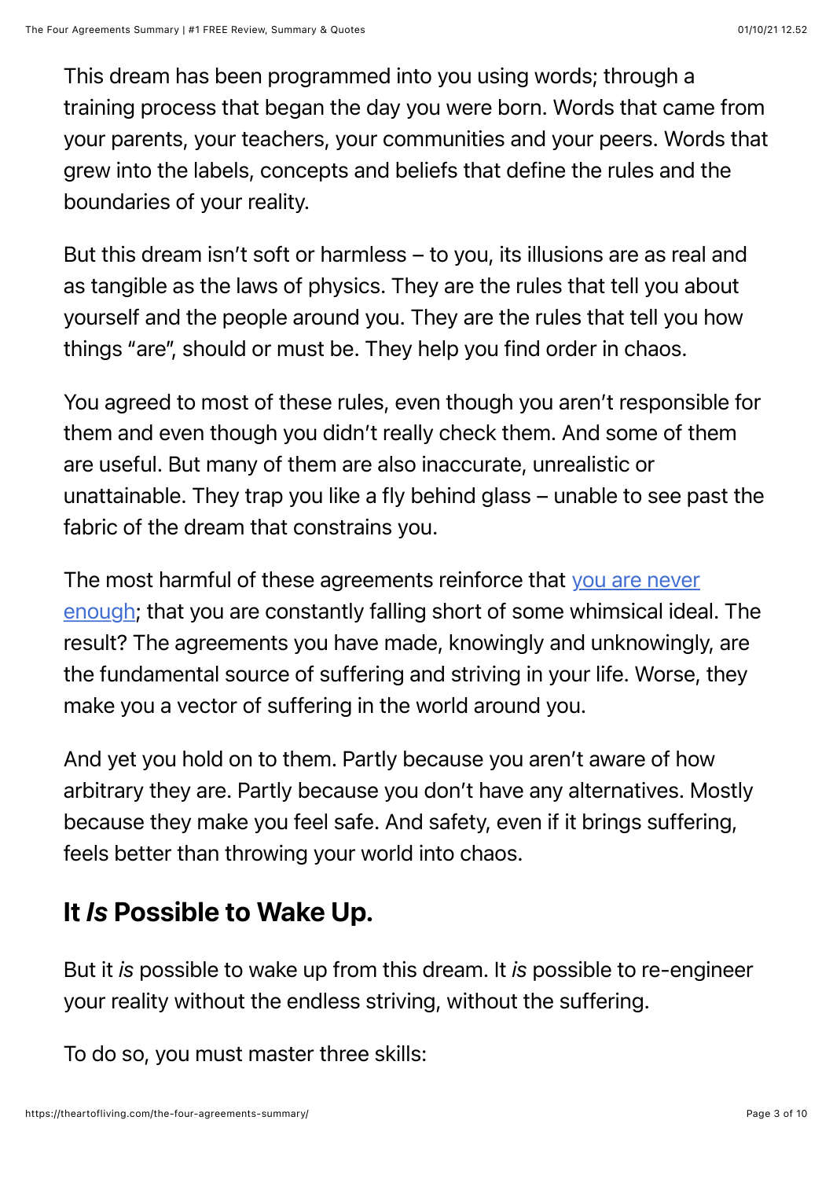This dream has been programmed into you using words; through a training process that began the day you were born. Words that came from your parents, your teachers, your communities and your peers. Words that grew into the labels, concepts and beliefs that define the rules and the boundaries of your reality.

But this dream isn't soft or harmless – to you, its illusions are as real and as tangible as the laws of physics. They are the rules that tell you about yourself and the people around you. They are the rules that tell you how things "are", should or must be. They help you find order in chaos.

You agreed to most of these rules, even though you aren't responsible for them and even though you didn't really check them. And some of them are useful. But many of them are also inaccurate, unrealistic or unattainable. They trap you like a fly behind glass – unable to see past the fabric of the dream that constrains you.

The most harmful of these agreements reinforce that you are never enough; that you are constantly falling short of some whimsical ideal. The result? The agreements you have made, knowingly and unknowingly, are the fundamental source of suffering and striving in your life. Worse, they make you a vector of suffering in the world around you.

And yet you hold on to them. Partly because you aren't aware of how arbitrary they are. Partly because you don't have any alternatives. Mostly because they make you feel safe. And safety, even if it brings suffering, feels better than throwing your world into chaos.

## It *Is* Possible to Wake Up.

But it *is* possible to wake up from this dream. It *is* possible to re-engineer your reality without the endless striving, without the suffering.

To do so, you must master three skills: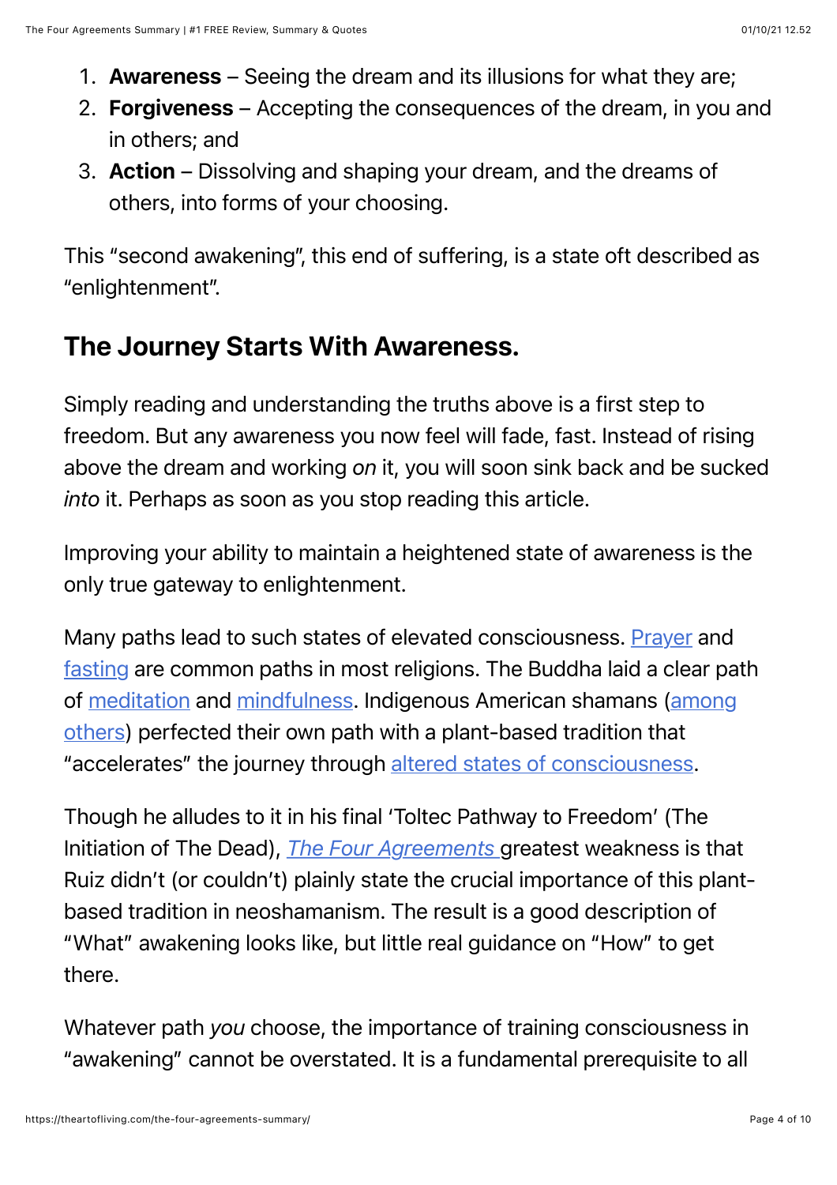1. **Awareness** – Seeing the dream and its illusions for what they are;
2. **Forgiveness** – Accepting the consequences of the dream, in you and in others; and
3. **Action** – Dissolving and shaping your dream, and the dreams of others, into forms of your choosing.

This "second awakening", this end of suffering, is a state oft described as "enlightenment".

## The Journey Starts With Awareness.

Simply reading and understanding the truths above is a first step to freedom. But any awareness you now feel will fade, fast. Instead of rising above the dream and working *on* it, you will soon sink back and be sucked *into* it. Perhaps as soon as you stop reading this article.

Improving your ability to maintain a heightened state of awareness is the only true gateway to enlightenment.

Many paths lead to such states of elevated consciousness. Prayer and fasting are common paths in most religions. The Buddha laid a clear path of meditation and mindfulness. Indigenous American shamans (among others) perfected their own path with a plant-based tradition that "accelerates" the journey through altered states of consciousness.

Though he alludes to it in his final 'Toltec Pathway to Freedom' (The Initiation of The Dead), *The Four Agreements* greatest weakness is that Ruiz didn't (or couldn't) plainly state the crucial importance of this plant-based tradition in neoshamanism. The result is a good description of "What" awakening looks like, but little real guidance on "How" to get there.

Whatever path *you* choose, the importance of training consciousness in "awakening" cannot be overstated. It is a fundamental prerequisite to all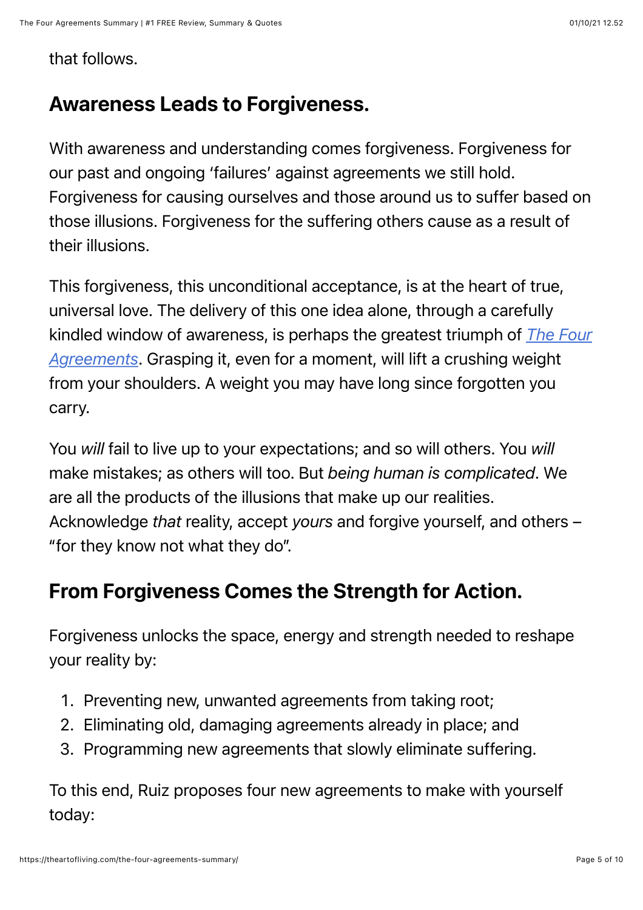that follows.

## Awareness Leads to Forgiveness.

With awareness and understanding comes forgiveness. Forgiveness for our past and ongoing 'failures' against agreements we still hold. Forgiveness for causing ourselves and those around us to suffer based on those illusions. Forgiveness for the suffering others cause as a result of their illusions.

This forgiveness, this unconditional acceptance, is at the heart of true, universal love. The delivery of this one idea alone, through a carefully kindled window of awareness, is perhaps the greatest triumph of *The Four Agreements*. Grasping it, even for a moment, will lift a crushing weight from your shoulders. A weight you may have long since forgotten you carry.

You *will* fail to live up to your expectations; and so will others. You *will* make mistakes; as others will too. But *being human is complicated*. We are all the products of the illusions that make up our realities. Acknowledge *that* reality, accept *yours* and forgive yourself, and others – "for they know not what they do".

## From Forgiveness Comes the Strength for Action.

Forgiveness unlocks the space, energy and strength needed to reshape your reality by:

1. Preventing new, unwanted agreements from taking root;
2. Eliminating old, damaging agreements already in place; and
3. Programming new agreements that slowly eliminate suffering.

To this end, Ruiz proposes four new agreements to make with yourself today: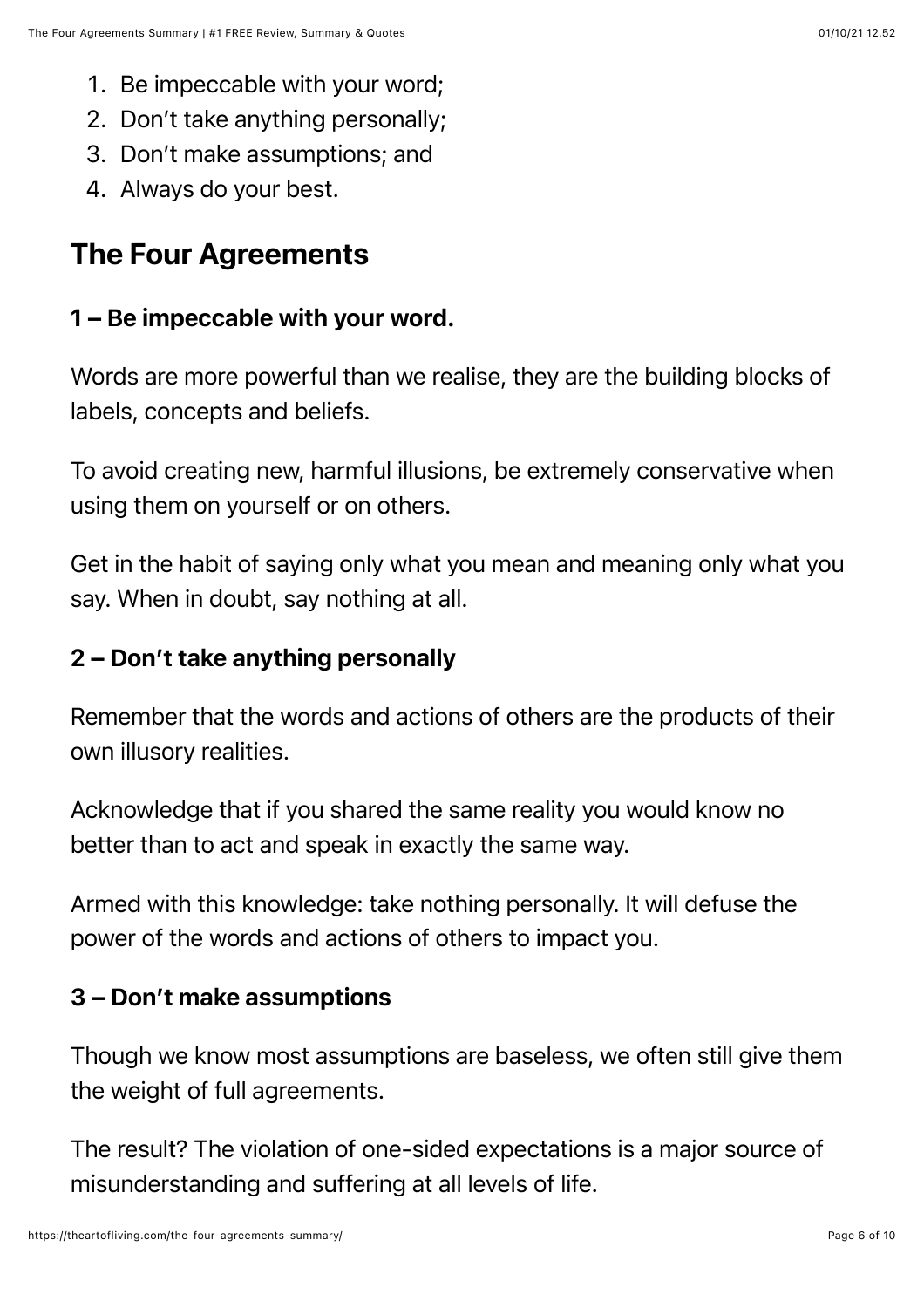1. Be impeccable with your word;
2. Don't take anything personally;
3. Don't make assumptions; and
4. Always do your best.

## The Four Agreements

### 1 – Be impeccable with your word.

Words are more powerful than we realise, they are the building blocks of labels, concepts and beliefs.

To avoid creating new, harmful illusions, be extremely conservative when using them on yourself or on others.

Get in the habit of saying only what you mean and meaning only what you say. When in doubt, say nothing at all.

### 2 – Don't take anything personally

Remember that the words and actions of others are the products of their own illusory realities.

Acknowledge that if you shared the same reality you would know no better than to act and speak in exactly the same way.

Armed with this knowledge: take nothing personally. It will defuse the power of the words and actions of others to impact you.

### 3 – Don't make assumptions

Though we know most assumptions are baseless, we often still give them the weight of full agreements.

The result? The violation of one-sided expectations is a major source of misunderstanding and suffering at all levels of life.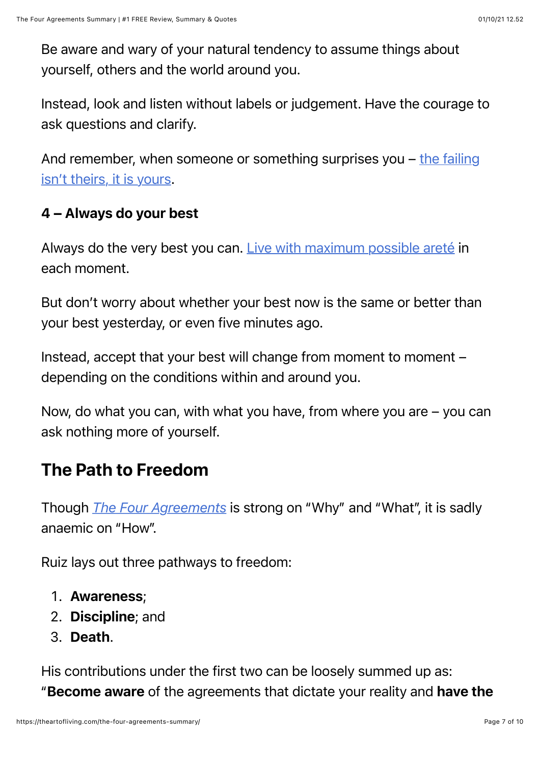Be aware and wary of your natural tendency to assume things about yourself, others and the world around you.

Instead, look and listen without labels or judgement. Have the courage to ask questions and clarify.

And remember, when someone or something surprises you – [the failing isn't theirs, it is yours](#).

**4 – Always do your best**

Always do the very best you can. [Live with maximum possible areté](#) in each moment.

But don't worry about whether your best now is the same or better than your best yesterday, or even five minutes ago.

Instead, accept that your best will change from moment to moment – depending on the conditions within and around you.

Now, do what you can, with what you have, from where you are – you can ask nothing more of yourself.

## The Path to Freedom

Though [*The Four Agreements*](#) is strong on "Why" and "What", it is sadly anaemic on "How".

Ruiz lays out three pathways to freedom:

1. **Awareness**;
2. **Discipline**; and
3. **Death**.

His contributions under the first two can be loosely summed up as: "**Become aware** of the agreements that dictate your reality and **have the**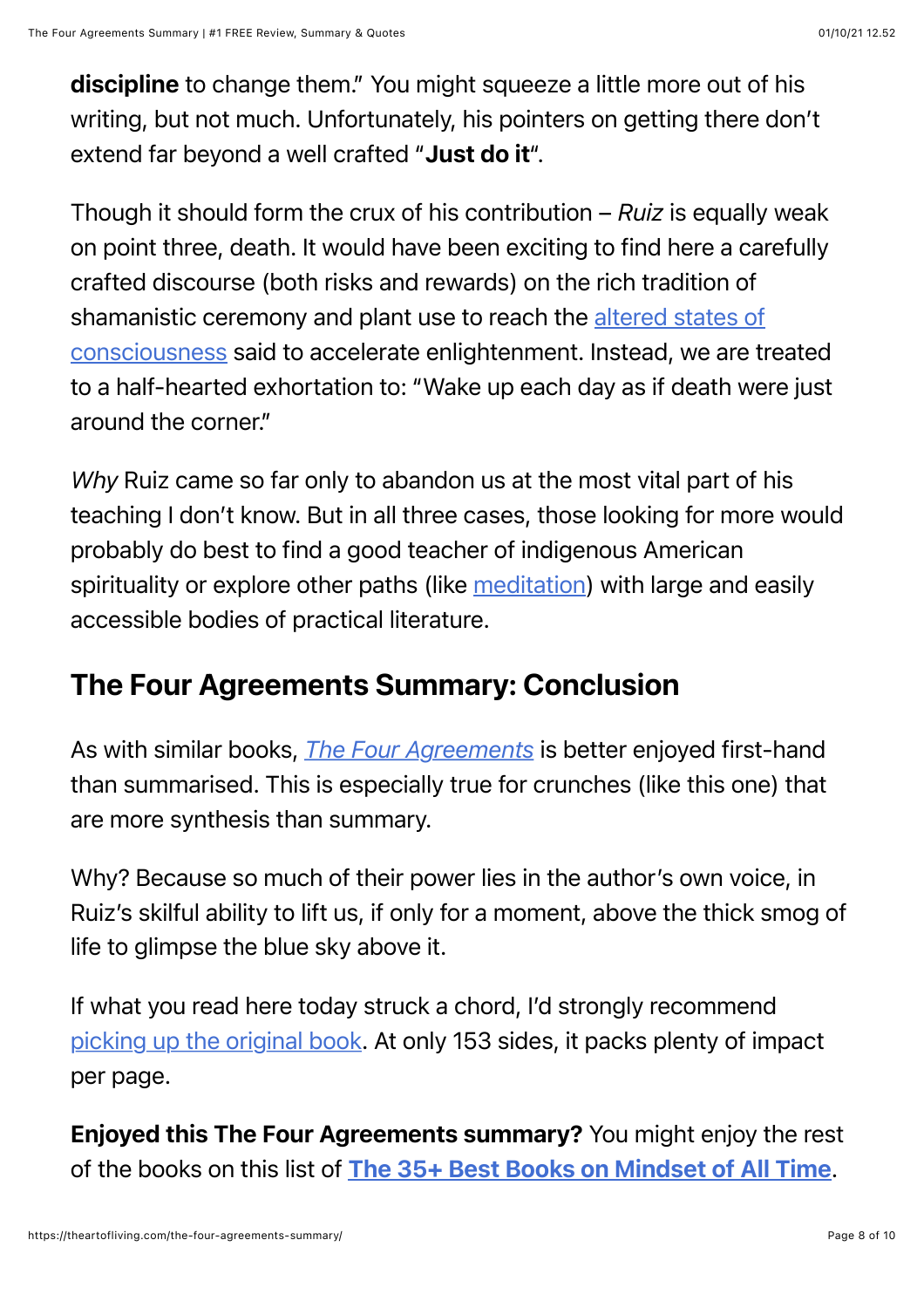**discipline** to change them." You might squeeze a little more out of his writing, but not much. Unfortunately, his pointers on getting there don't extend far beyond a well crafted "**Just do it**".

Though it should form the crux of his contribution – *Ruiz* is equally weak on point three, death. It would have been exciting to find here a carefully crafted discourse (both risks and rewards) on the rich tradition of shamanistic ceremony and plant use to reach the altered states of consciousness said to accelerate enlightenment. Instead, we are treated to a half-hearted exhortation to: "Wake up each day as if death were just around the corner."

*Why* Ruiz came so far only to abandon us at the most vital part of his teaching I don't know. But in all three cases, those looking for more would probably do best to find a good teacher of indigenous American spirituality or explore other paths (like meditation) with large and easily accessible bodies of practical literature.

## The Four Agreements Summary: Conclusion

As with similar books, *The Four Agreements* is better enjoyed first-hand than summarised. This is especially true for crunches (like this one) that are more synthesis than summary.

Why? Because so much of their power lies in the author's own voice, in Ruiz's skilful ability to lift us, if only for a moment, above the thick smog of life to glimpse the blue sky above it.

If what you read here today struck a chord, I'd strongly recommend picking up the original book. At only 153 sides, it packs plenty of impact per page.

**Enjoyed this The Four Agreements summary?** You might enjoy the rest of the books on this list of **The 35+ Best Books on Mindset of All Time**.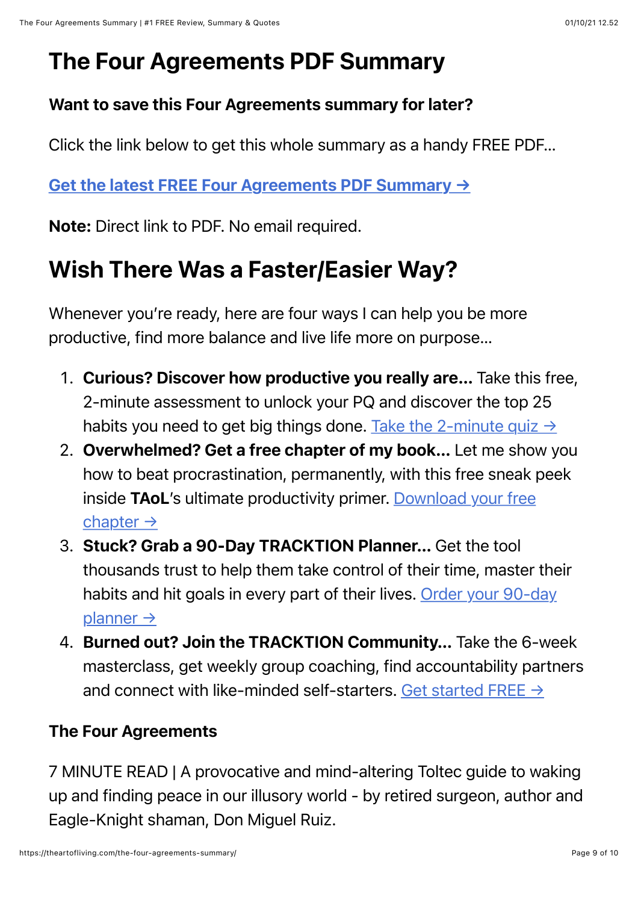# The Four Agreements PDF Summary

### Want to save this Four Agreements summary for later?

Click the link below to get this whole summary as a handy FREE PDF...

**Get the latest FREE Four Agreements PDF Summary →**

**Note:** Direct link to PDF. No email required.

# Wish There Was a Faster/Easier Way?

Whenever you're ready, here are four ways I can help you be more productive, find more balance and live life more on purpose...

1. **Curious? Discover how productive you really are...** Take this free, 2-minute assessment to unlock your PQ and discover the top 25 habits you need to get big things done. Take the 2-minute quiz →
2. **Overwhelmed? Get a free chapter of my book...** Let me show you how to beat procrastination, permanently, with this free sneak peek inside **TAoL**'s ultimate productivity primer. Download your free chapter →
3. **Stuck? Grab a 90-Day TRACKTION Planner...** Get the tool thousands trust to help them take control of their time, master their habits and hit goals in every part of their lives. Order your 90-day planner →
4. **Burned out? Join the TRACKTION Community...** Take the 6-week masterclass, get weekly group coaching, find accountability partners and connect with like-minded self-starters. Get started FREE →

### The Four Agreements

7 MINUTE READ | A provocative and mind-altering Toltec guide to waking up and finding peace in our illusory world - by retired surgeon, author and Eagle-Knight shaman, Don Miguel Ruiz.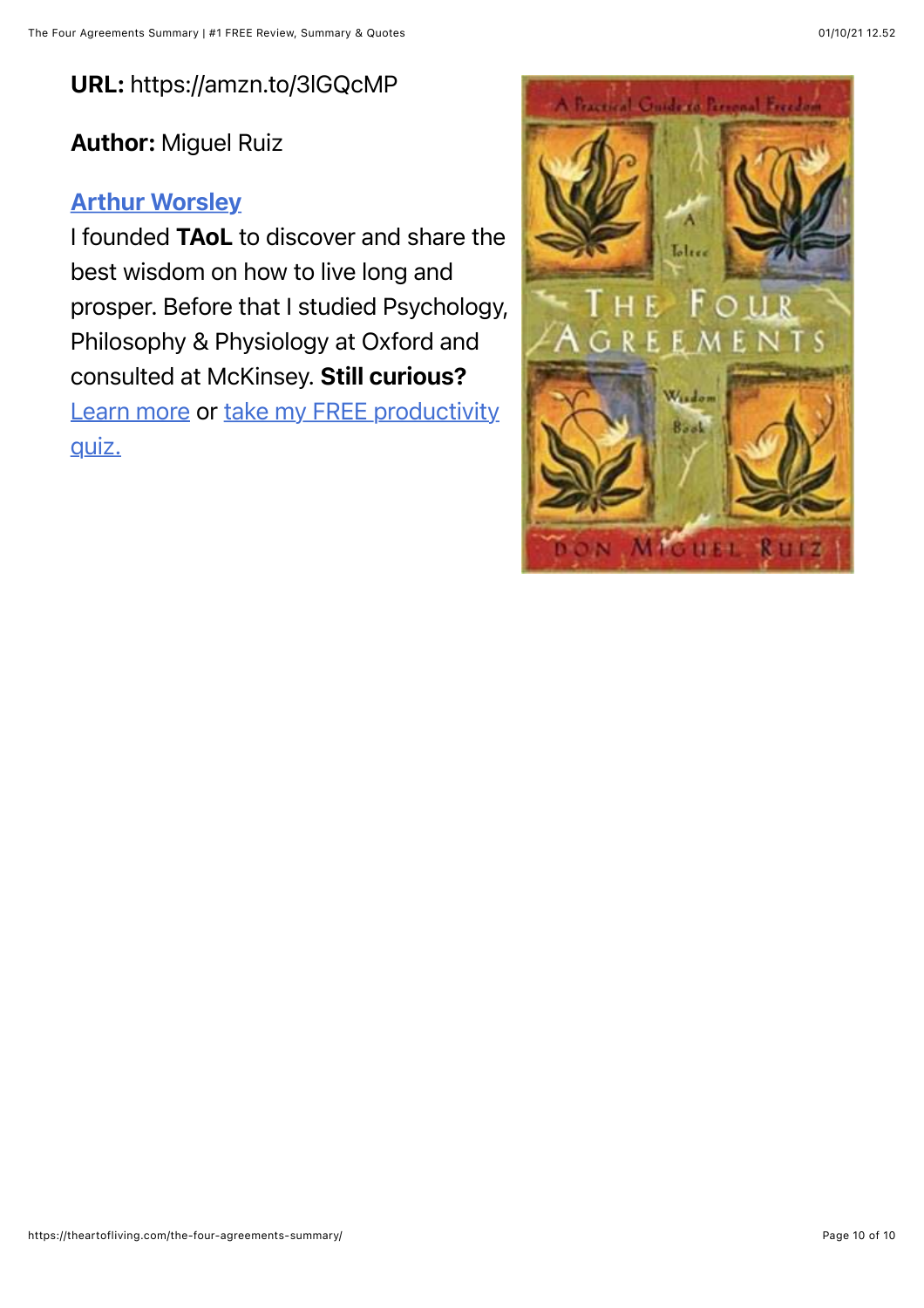**URL:** https://amzn.to/3lGQcMP

**Author:** Miguel Ruiz

**Arthur Worsley**

I founded **TAoL** to discover and share the best wisdom on how to live long and prosper. Before that I studied Psychology, Philosophy & Physiology at Oxford and consulted at McKinsey. **Still curious?** Learn more or take my FREE productivity quiz.